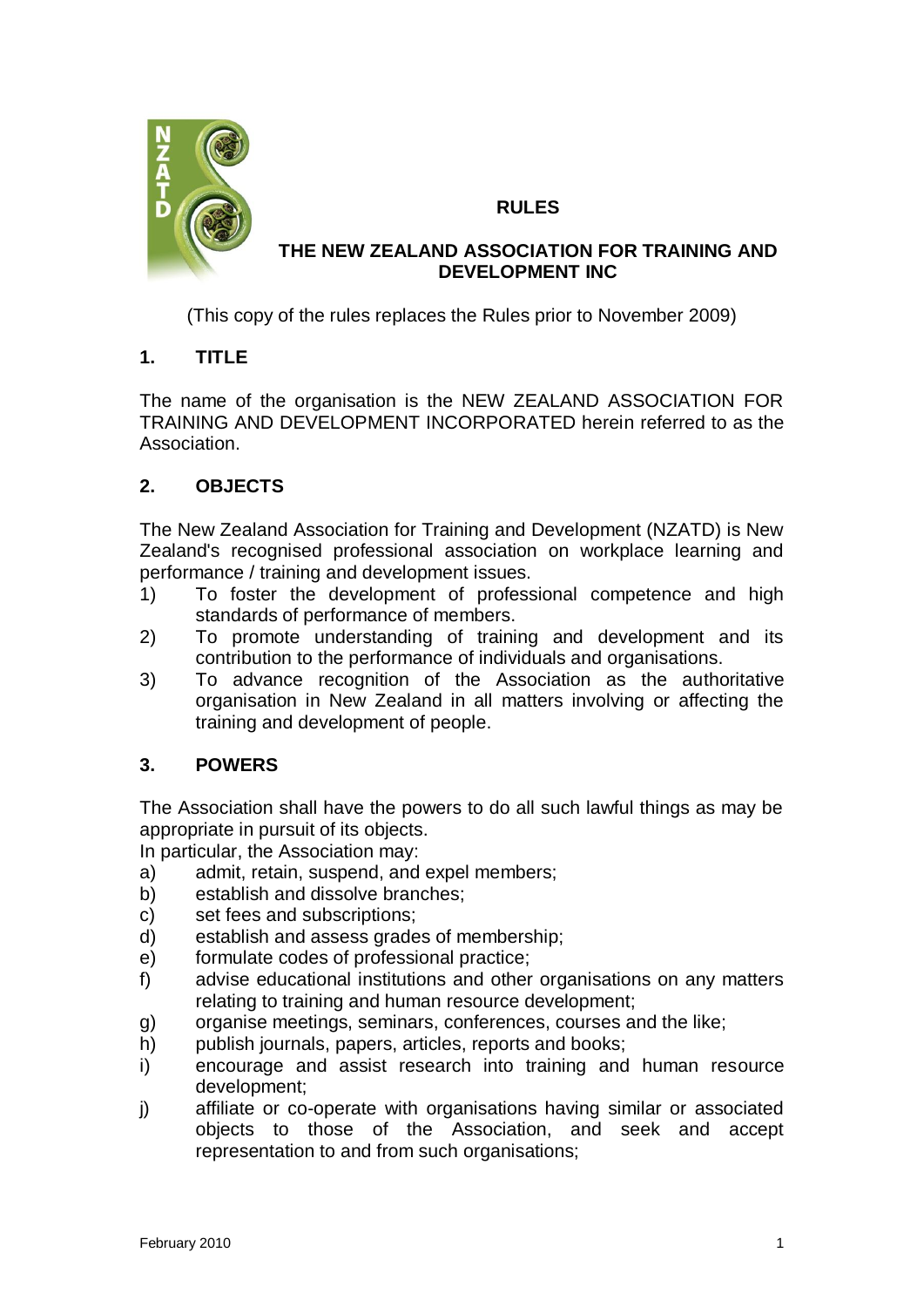# RULES

## THE NEW ZEALAND ASSOCIATION FOR TRAINING AND DEVELOPMENT INC

(This copy of the rules replaces the Rules prior to November 2009)

## 1. TITLE

The name of the organisation is the NEW ZEALAND ASSOCIATION FOR TRAINING AND DEVELOPMENT INCORPORATED herein referred to as the Association.

## 2. OBJECTS

The New Zealand Association for Training and Development (NZATD) is New Zealand's recognised professional association on workplace learning and performance / training and development issues.

1) To foster the development of professional competence and high standards of performance of members.
2) To promote understanding of training and development and its contribution to the performance of individuals and organisations.
3) To advance recognition of the Association as the authoritative organisation in New Zealand in all matters involving or affecting the training and development of people.

## 3. POWERS

The Association shall have the powers to do all such lawful things as may be appropriate in pursuit of its objects.

In particular, the Association may:

a) admit, retain, suspend, and expel members;
b) establish and dissolve branches;
c) set fees and subscriptions;
d) establish and assess grades of membership;
e) formulate codes of professional practice;
f) advise educational institutions and other organisations on any matters relating to training and human resource development;
g) organise meetings, seminars, conferences, courses and the like;
h) publish journals, papers, articles, reports and books;
i) encourage and assist research into training and human resource development;
j) affiliate or co-operate with organisations having similar or associated objects to those of the Association, and seek and accept representation to and from such organisations;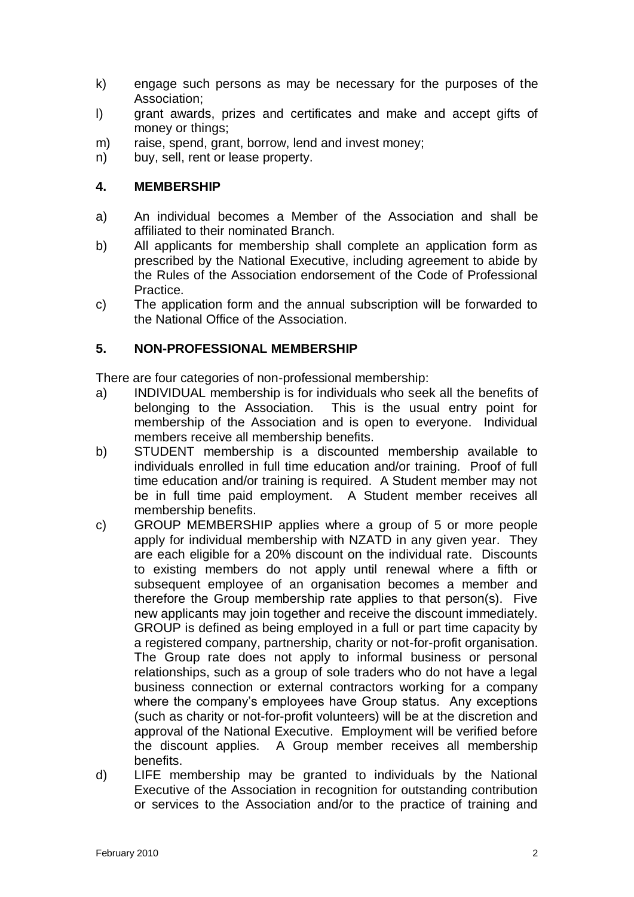k) engage such persons as may be necessary for the purposes of the Association;
l) grant awards, prizes and certificates and make and accept gifts of money or things;
m) raise, spend, grant, borrow, lend and invest money;
n) buy, sell, rent or lease property.

## 4. MEMBERSHIP

a) An individual becomes a Member of the Association and shall be affiliated to their nominated Branch.
b) All applicants for membership shall complete an application form as prescribed by the National Executive, including agreement to abide by the Rules of the Association endorsement of the Code of Professional Practice.
c) The application form and the annual subscription will be forwarded to the National Office of the Association.

## 5. NON-PROFESSIONAL MEMBERSHIP

There are four categories of non-professional membership:

a) INDIVIDUAL membership is for individuals who seek all the benefits of belonging to the Association. This is the usual entry point for membership of the Association and is open to everyone. Individual members receive all membership benefits.
b) STUDENT membership is a discounted membership available to individuals enrolled in full time education and/or training. Proof of full time education and/or training is required. A Student member may not be in full time paid employment. A Student member receives all membership benefits.
c) GROUP MEMBERSHIP applies where a group of 5 or more people apply for individual membership with NZATD in any given year. They are each eligible for a 20% discount on the individual rate. Discounts to existing members do not apply until renewal where a fifth or subsequent employee of an organisation becomes a member and therefore the Group membership rate applies to that person(s). Five new applicants may join together and receive the discount immediately. GROUP is defined as being employed in a full or part time capacity by a registered company, partnership, charity or not-for-profit organisation. The Group rate does not apply to informal business or personal relationships, such as a group of sole traders who do not have a legal business connection or external contractors working for a company where the company's employees have Group status. Any exceptions (such as charity or not-for-profit volunteers) will be at the discretion and approval of the National Executive. Employment will be verified before the discount applies. A Group member receives all membership benefits.
d) LIFE membership may be granted to individuals by the National Executive of the Association in recognition for outstanding contribution or services to the Association and/or to the practice of training and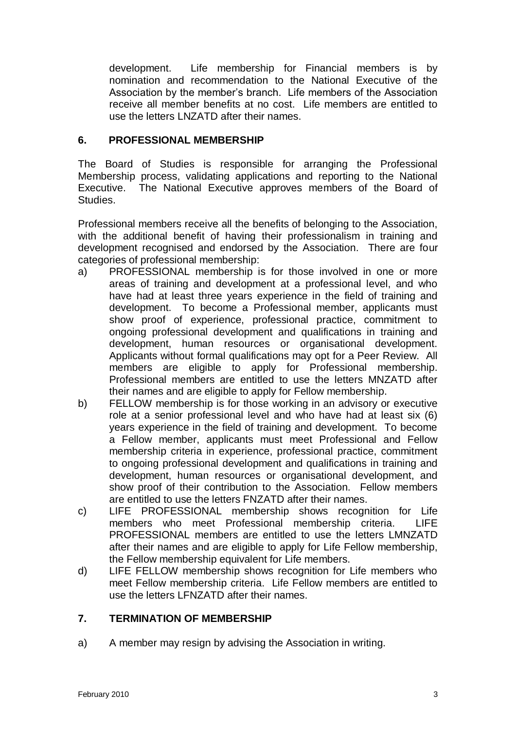development. Life membership for Financial members is by nomination and recommendation to the National Executive of the Association by the member's branch. Life members of the Association receive all member benefits at no cost. Life members are entitled to use the letters LNZATD after their names.

## 6. PROFESSIONAL MEMBERSHIP

The Board of Studies is responsible for arranging the Professional Membership process, validating applications and reporting to the National Executive. The National Executive approves members of the Board of Studies.

Professional members receive all the benefits of belonging to the Association, with the additional benefit of having their professionalism in training and development recognised and endorsed by the Association. There are four categories of professional membership:

a) PROFESSIONAL membership is for those involved in one or more areas of training and development at a professional level, and who have had at least three years experience in the field of training and development. To become a Professional member, applicants must show proof of experience, professional practice, commitment to ongoing professional development and qualifications in training and development, human resources or organisational development. Applicants without formal qualifications may opt for a Peer Review. All members are eligible to apply for Professional membership. Professional members are entitled to use the letters MNZATD after their names and are eligible to apply for Fellow membership.

b) FELLOW membership is for those working in an advisory or executive role at a senior professional level and who have had at least six (6) years experience in the field of training and development. To become a Fellow member, applicants must meet Professional and Fellow membership criteria in experience, professional practice, commitment to ongoing professional development and qualifications in training and development, human resources or organisational development, and show proof of their contribution to the Association. Fellow members are entitled to use the letters FNZATD after their names.

c) LIFE PROFESSIONAL membership shows recognition for Life members who meet Professional membership criteria. LIFE PROFESSIONAL members are entitled to use the letters LMNZATD after their names and are eligible to apply for Life Fellow membership, the Fellow membership equivalent for Life members.

d) LIFE FELLOW membership shows recognition for Life members who meet Fellow membership criteria. Life Fellow members are entitled to use the letters LFNZATD after their names.

## 7. TERMINATION OF MEMBERSHIP

a) A member may resign by advising the Association in writing.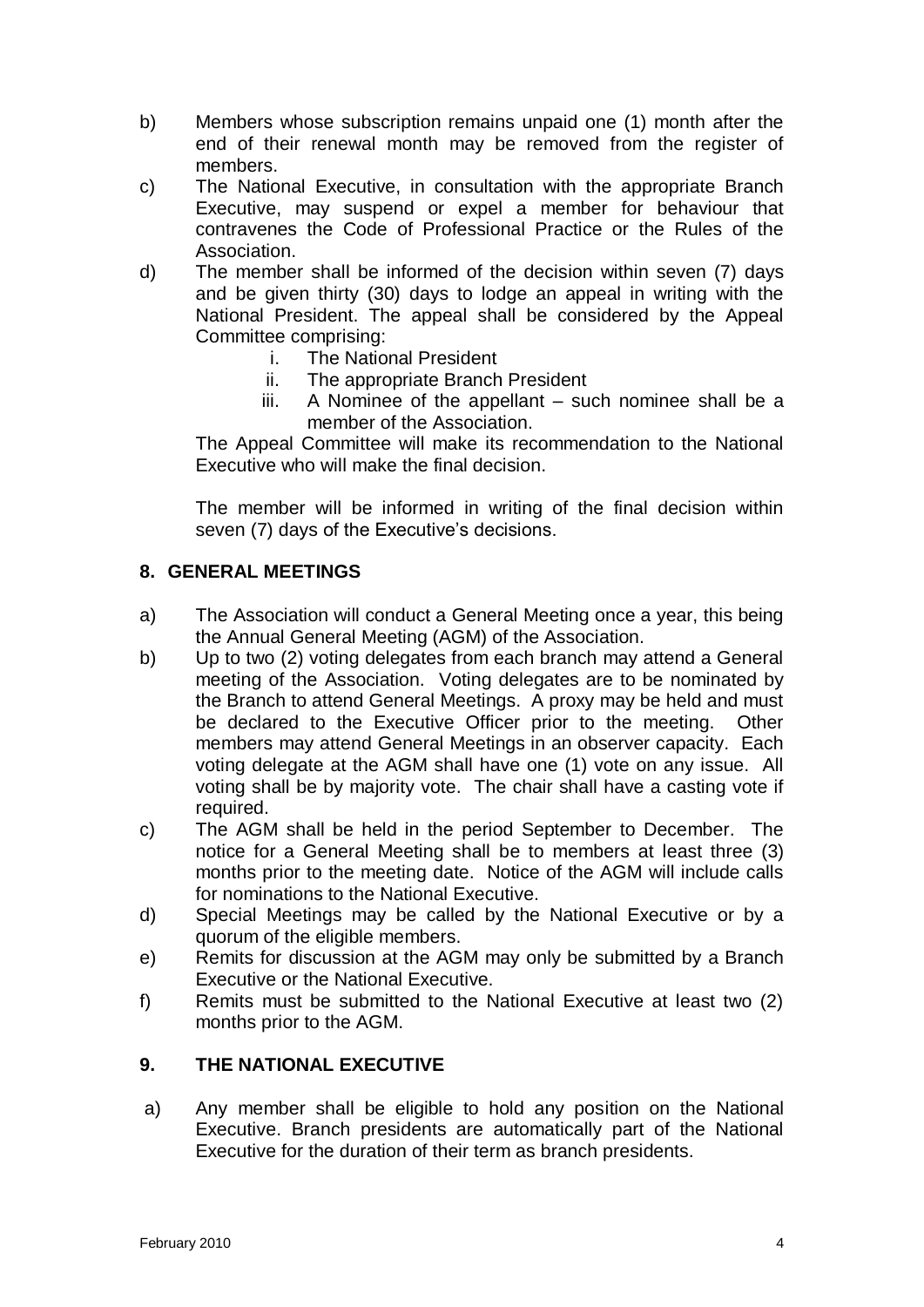b) Members whose subscription remains unpaid one (1) month after the end of their renewal month may be removed from the register of members.

c) The National Executive, in consultation with the appropriate Branch Executive, may suspend or expel a member for behaviour that contravenes the Code of Professional Practice or the Rules of the Association.

d) The member shall be informed of the decision within seven (7) days and be given thirty (30) days to lodge an appeal in writing with the National President. The appeal shall be considered by the Appeal Committee comprising:

   i. The National President
   ii. The appropriate Branch President
   iii. A Nominee of the appellant – such nominee shall be a member of the Association.

   The Appeal Committee will make its recommendation to the National Executive who will make the final decision.

   The member will be informed in writing of the final decision within seven (7) days of the Executive's decisions.

## 8. GENERAL MEETINGS

a) The Association will conduct a General Meeting once a year, this being the Annual General Meeting (AGM) of the Association.

b) Up to two (2) voting delegates from each branch may attend a General meeting of the Association. Voting delegates are to be nominated by the Branch to attend General Meetings. A proxy may be held and must be declared to the Executive Officer prior to the meeting. Other members may attend General Meetings in an observer capacity. Each voting delegate at the AGM shall have one (1) vote on any issue. All voting shall be by majority vote. The chair shall have a casting vote if required.

c) The AGM shall be held in the period September to December. The notice for a General Meeting shall be to members at least three (3) months prior to the meeting date. Notice of the AGM will include calls for nominations to the National Executive.

d) Special Meetings may be called by the National Executive or by a quorum of the eligible members.

e) Remits for discussion at the AGM may only be submitted by a Branch Executive or the National Executive.

f) Remits must be submitted to the National Executive at least two (2) months prior to the AGM.

## 9. THE NATIONAL EXECUTIVE

a) Any member shall be eligible to hold any position on the National Executive. Branch presidents are automatically part of the National Executive for the duration of their term as branch presidents.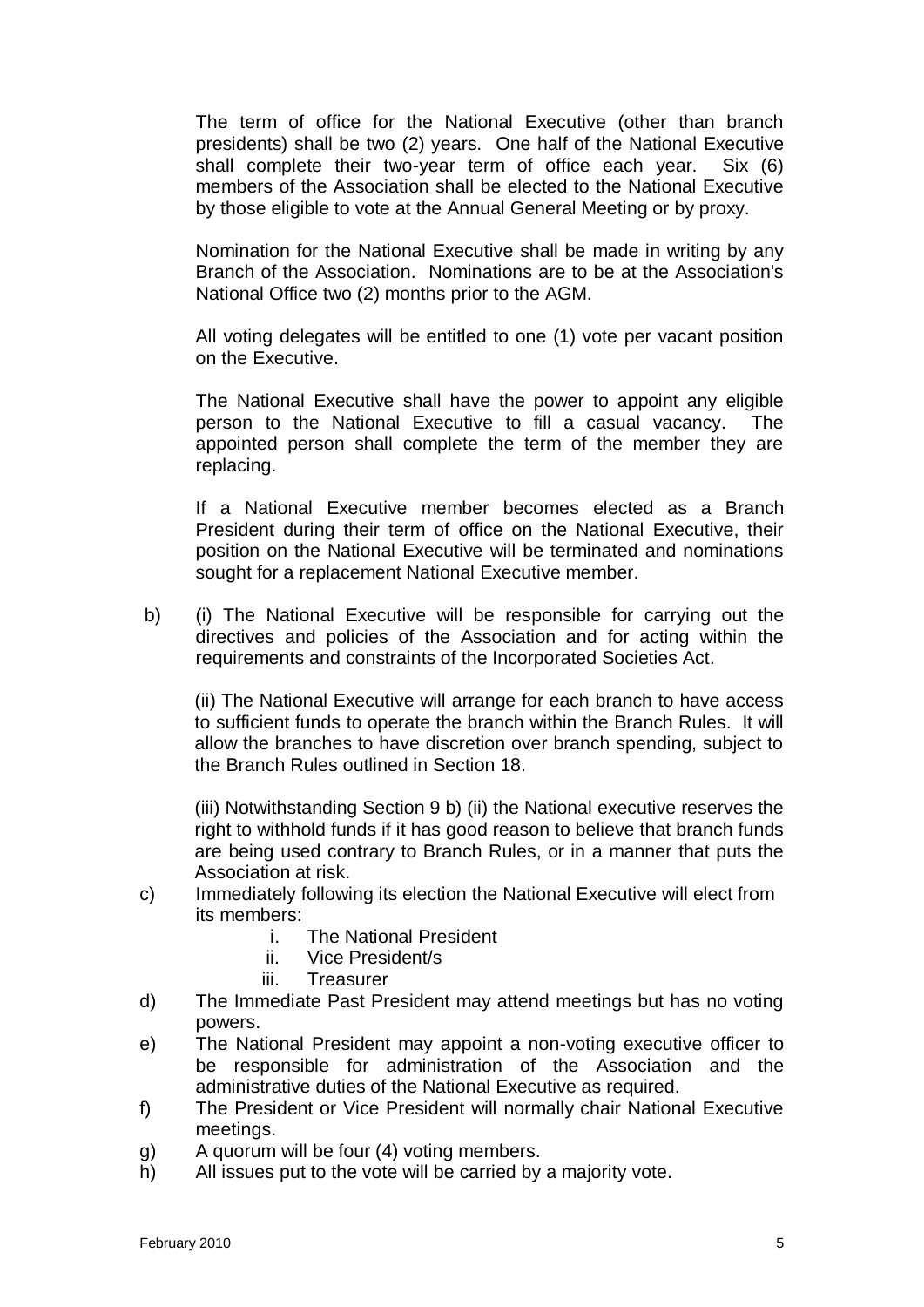The term of office for the National Executive (other than branch presidents) shall be two (2) years. One half of the National Executive shall complete their two-year term of office each year. Six (6) members of the Association shall be elected to the National Executive by those eligible to vote at the Annual General Meeting or by proxy.

Nomination for the National Executive shall be made in writing by any Branch of the Association. Nominations are to be at the Association's National Office two (2) months prior to the AGM.

All voting delegates will be entitled to one (1) vote per vacant position on the Executive.

The National Executive shall have the power to appoint any eligible person to the National Executive to fill a casual vacancy. The appointed person shall complete the term of the member they are replacing.

If a National Executive member becomes elected as a Branch President during their term of office on the National Executive, their position on the National Executive will be terminated and nominations sought for a replacement National Executive member.

b) (i) The National Executive will be responsible for carrying out the directives and policies of the Association and for acting within the requirements and constraints of the Incorporated Societies Act.

   (ii) The National Executive will arrange for each branch to have access to sufficient funds to operate the branch within the Branch Rules. It will allow the branches to have discretion over branch spending, subject to the Branch Rules outlined in Section 18.

   (iii) Notwithstanding Section 9 b) (ii) the National executive reserves the right to withhold funds if it has good reason to believe that branch funds are being used contrary to Branch Rules, or in a manner that puts the Association at risk.

c) Immediately following its election the National Executive will elect from its members:
   i. The National President
   ii. Vice President/s
   iii. Treasurer

d) The Immediate Past President may attend meetings but has no voting powers.

e) The National President may appoint a non-voting executive officer to be responsible for administration of the Association and the administrative duties of the National Executive as required.

f) The President or Vice President will normally chair National Executive meetings.

g) A quorum will be four (4) voting members.

h) All issues put to the vote will be carried by a majority vote.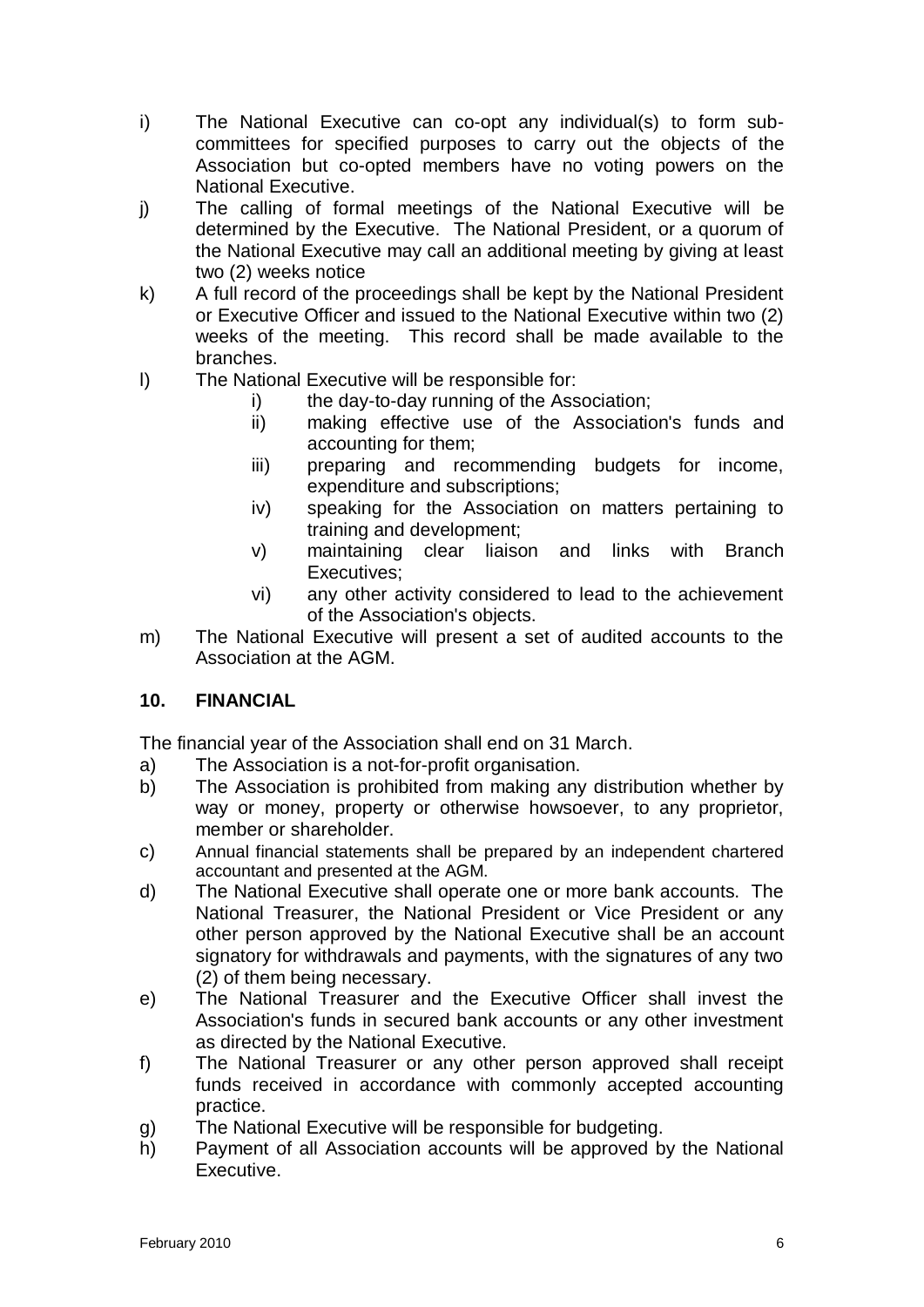i) The National Executive can co-opt any individual(s) to form sub-committees for specified purposes to carry out the objects of the Association but co-opted members have no voting powers on the National Executive.

j) The calling of formal meetings of the National Executive will be determined by the Executive. The National President, or a quorum of the National Executive may call an additional meeting by giving at least two (2) weeks notice

k) A full record of the proceedings shall be kept by the National President or Executive Officer and issued to the National Executive within two (2) weeks of the meeting. This record shall be made available to the branches.

l) The National Executive will be responsible for:
   - i) the day-to-day running of the Association;
   - ii) making effective use of the Association's funds and accounting for them;
   - iii) preparing and recommending budgets for income, expenditure and subscriptions;
   - iv) speaking for the Association on matters pertaining to training and development;
   - v) maintaining clear liaison and links with Branch Executives;
   - vi) any other activity considered to lead to the achievement of the Association's objects.

m) The National Executive will present a set of audited accounts to the Association at the AGM.

## 10. FINANCIAL

The financial year of the Association shall end on 31 March.

a) The Association is a not-for-profit organisation.

b) The Association is prohibited from making any distribution whether by way or money, property or otherwise howsoever, to any proprietor, member or shareholder.

c) Annual financial statements shall be prepared by an independent chartered accountant and presented at the AGM.

d) The National Executive shall operate one or more bank accounts. The National Treasurer, the National President or Vice President or any other person approved by the National Executive shall be an account signatory for withdrawals and payments, with the signatures of any two (2) of them being necessary.

e) The National Treasurer and the Executive Officer shall invest the Association's funds in secured bank accounts or any other investment as directed by the National Executive.

f) The National Treasurer or any other person approved shall receipt funds received in accordance with commonly accepted accounting practice.

g) The National Executive will be responsible for budgeting.

h) Payment of all Association accounts will be approved by the National Executive.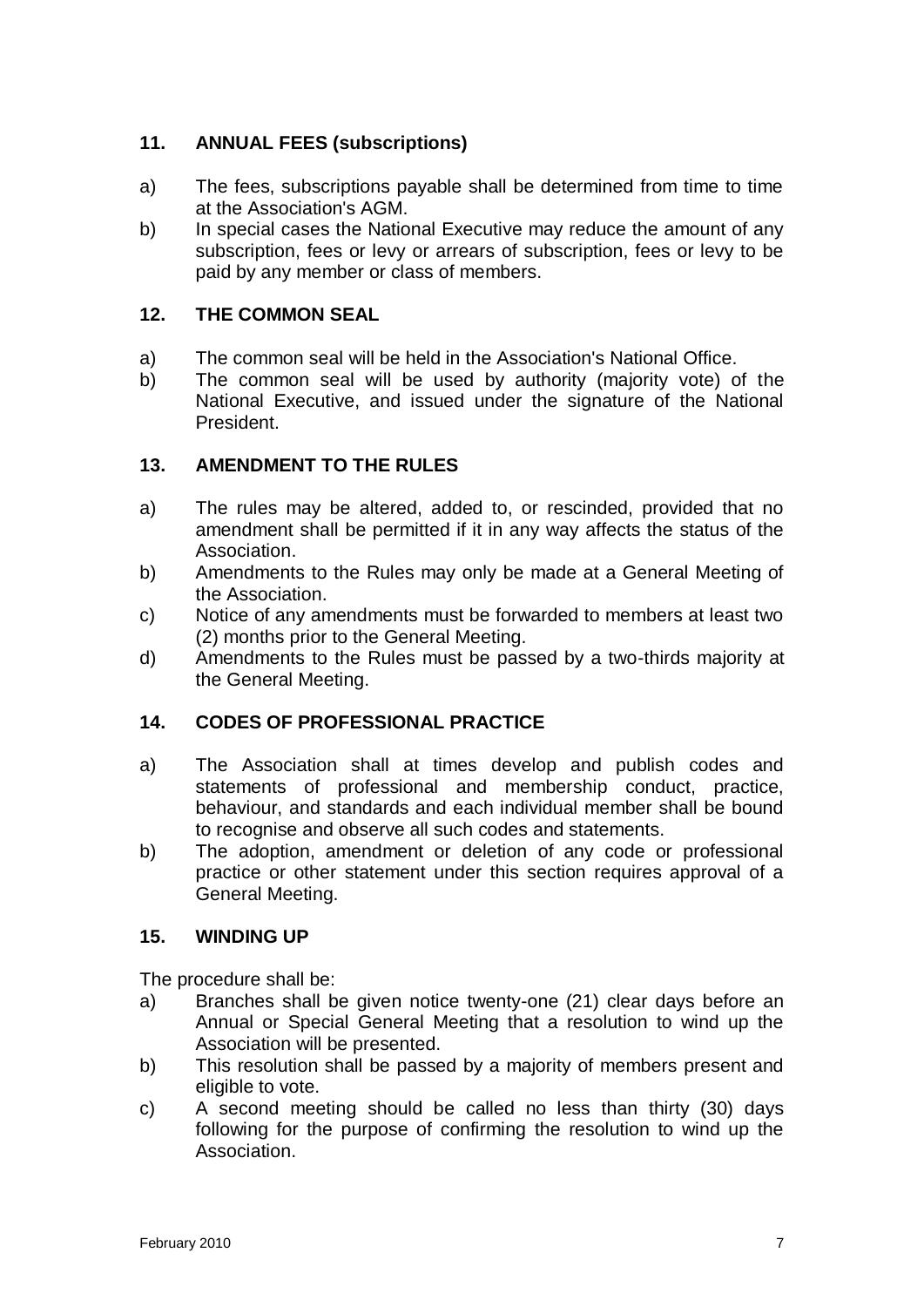## 11. ANNUAL FEES (subscriptions)

a) The fees, subscriptions payable shall be determined from time to time at the Association's AGM.

b) In special cases the National Executive may reduce the amount of any subscription, fees or levy or arrears of subscription, fees or levy to be paid by any member or class of members.

## 12. THE COMMON SEAL

a) The common seal will be held in the Association's National Office.

b) The common seal will be used by authority (majority vote) of the National Executive, and issued under the signature of the National President.

## 13. AMENDMENT TO THE RULES

a) The rules may be altered, added to, or rescinded, provided that no amendment shall be permitted if it in any way affects the status of the Association.

b) Amendments to the Rules may only be made at a General Meeting of the Association.

c) Notice of any amendments must be forwarded to members at least two (2) months prior to the General Meeting.

d) Amendments to the Rules must be passed by a two-thirds majority at the General Meeting.

## 14. CODES OF PROFESSIONAL PRACTICE

a) The Association shall at times develop and publish codes and statements of professional and membership conduct, practice, behaviour, and standards and each individual member shall be bound to recognise and observe all such codes and statements.

b) The adoption, amendment or deletion of any code or professional practice or other statement under this section requires approval of a General Meeting.

## 15. WINDING UP

The procedure shall be:

a) Branches shall be given notice twenty-one (21) clear days before an Annual or Special General Meeting that a resolution to wind up the Association will be presented.

b) This resolution shall be passed by a majority of members present and eligible to vote.

c) A second meeting should be called no less than thirty (30) days following for the purpose of confirming the resolution to wind up the Association.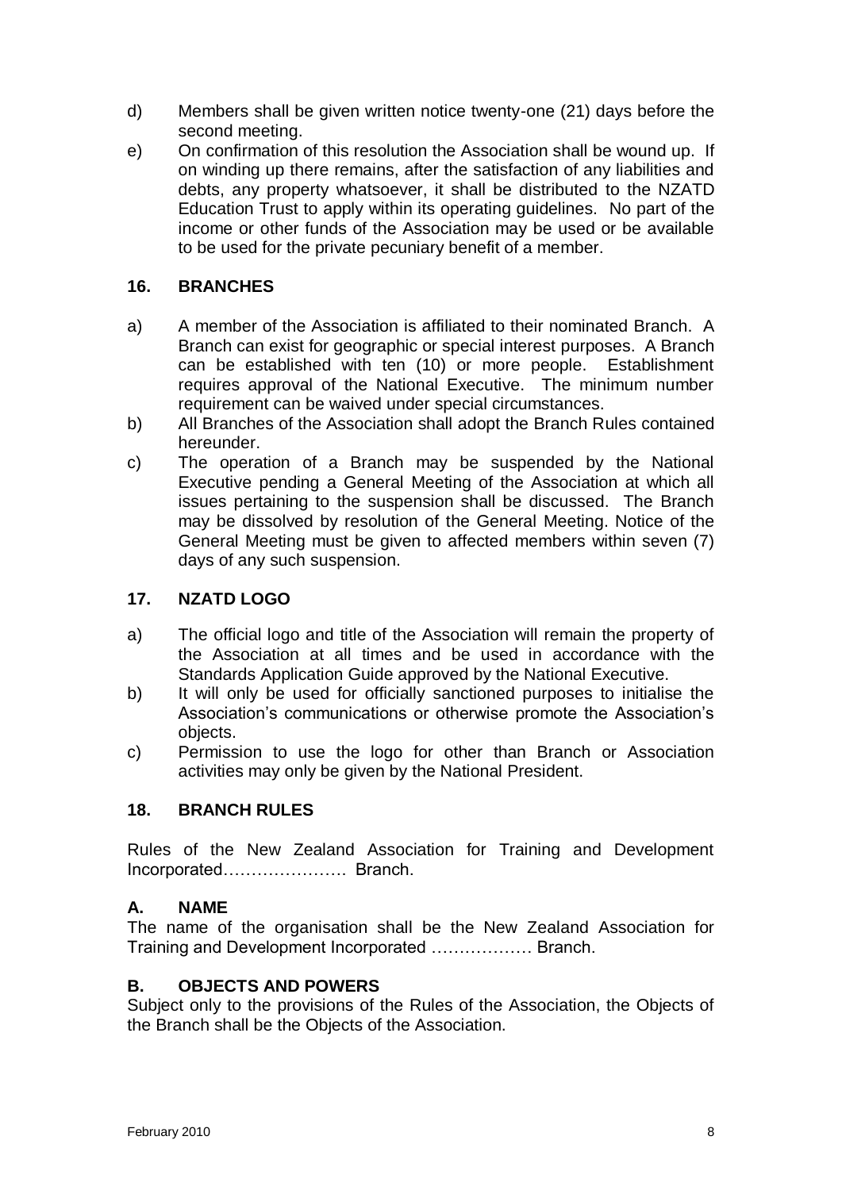d) Members shall be given written notice twenty-one (21) days before the second meeting.

e) On confirmation of this resolution the Association shall be wound up. If on winding up there remains, after the satisfaction of any liabilities and debts, any property whatsoever, it shall be distributed to the NZATD Education Trust to apply within its operating guidelines. No part of the income or other funds of the Association may be used or be available to be used for the private pecuniary benefit of a member.

## 16. BRANCHES

a) A member of the Association is affiliated to their nominated Branch. A Branch can exist for geographic or special interest purposes. A Branch can be established with ten (10) or more people. Establishment requires approval of the National Executive. The minimum number requirement can be waived under special circumstances.

b) All Branches of the Association shall adopt the Branch Rules contained hereunder.

c) The operation of a Branch may be suspended by the National Executive pending a General Meeting of the Association at which all issues pertaining to the suspension shall be discussed. The Branch may be dissolved by resolution of the General Meeting. Notice of the General Meeting must be given to affected members within seven (7) days of any such suspension.

## 17. NZATD LOGO

a) The official logo and title of the Association will remain the property of the Association at all times and be used in accordance with the Standards Application Guide approved by the National Executive.

b) It will only be used for officially sanctioned purposes to initialise the Association's communications or otherwise promote the Association's objects.

c) Permission to use the logo for other than Branch or Association activities may only be given by the National President.

## 18. BRANCH RULES

Rules of the New Zealand Association for Training and Development Incorporated…………………. Branch.

### A. NAME

The name of the organisation shall be the New Zealand Association for Training and Development Incorporated ……………… Branch.

### B. OBJECTS AND POWERS

Subject only to the provisions of the Rules of the Association, the Objects of the Branch shall be the Objects of the Association.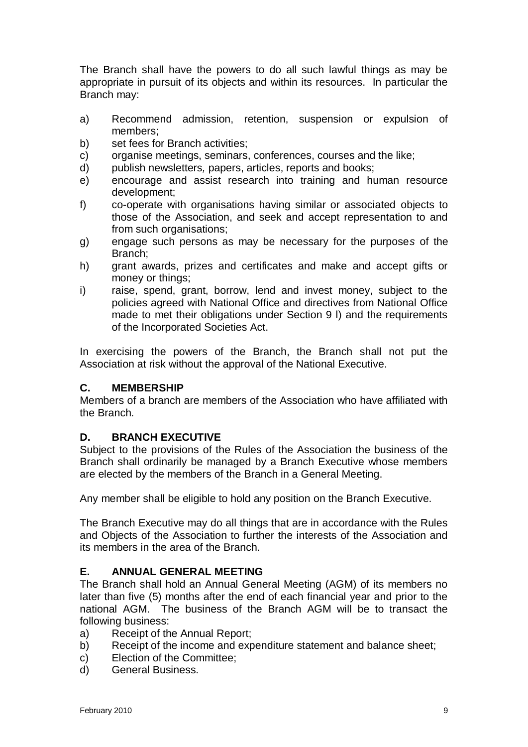The Branch shall have the powers to do all such lawful things as may be appropriate in pursuit of its objects and within its resources. In particular the Branch may:

a) Recommend admission, retention, suspension or expulsion of members;
b) set fees for Branch activities;
c) organise meetings, seminars, conferences, courses and the like;
d) publish newsletters, papers, articles, reports and books;
e) encourage and assist research into training and human resource development;
f) co-operate with organisations having similar or associated objects to those of the Association, and seek and accept representation to and from such organisations;
g) engage such persons as may be necessary for the purposes of the Branch;
h) grant awards, prizes and certificates and make and accept gifts or money or things;
i) raise, spend, grant, borrow, lend and invest money, subject to the policies agreed with National Office and directives from National Office made to met their obligations under Section 9 l) and the requirements of the Incorporated Societies Act.

In exercising the powers of the Branch, the Branch shall not put the Association at risk without the approval of the National Executive.

## C. MEMBERSHIP

Members of a branch are members of the Association who have affiliated with the Branch.

## D. BRANCH EXECUTIVE

Subject to the provisions of the Rules of the Association the business of the Branch shall ordinarily be managed by a Branch Executive whose members are elected by the members of the Branch in a General Meeting.

Any member shall be eligible to hold any position on the Branch Executive.

The Branch Executive may do all things that are in accordance with the Rules and Objects of the Association to further the interests of the Association and its members in the area of the Branch.

## E. ANNUAL GENERAL MEETING

The Branch shall hold an Annual General Meeting (AGM) of its members no later than five (5) months after the end of each financial year and prior to the national AGM. The business of the Branch AGM will be to transact the following business:

a) Receipt of the Annual Report;
b) Receipt of the income and expenditure statement and balance sheet;
c) Election of the Committee;
d) General Business.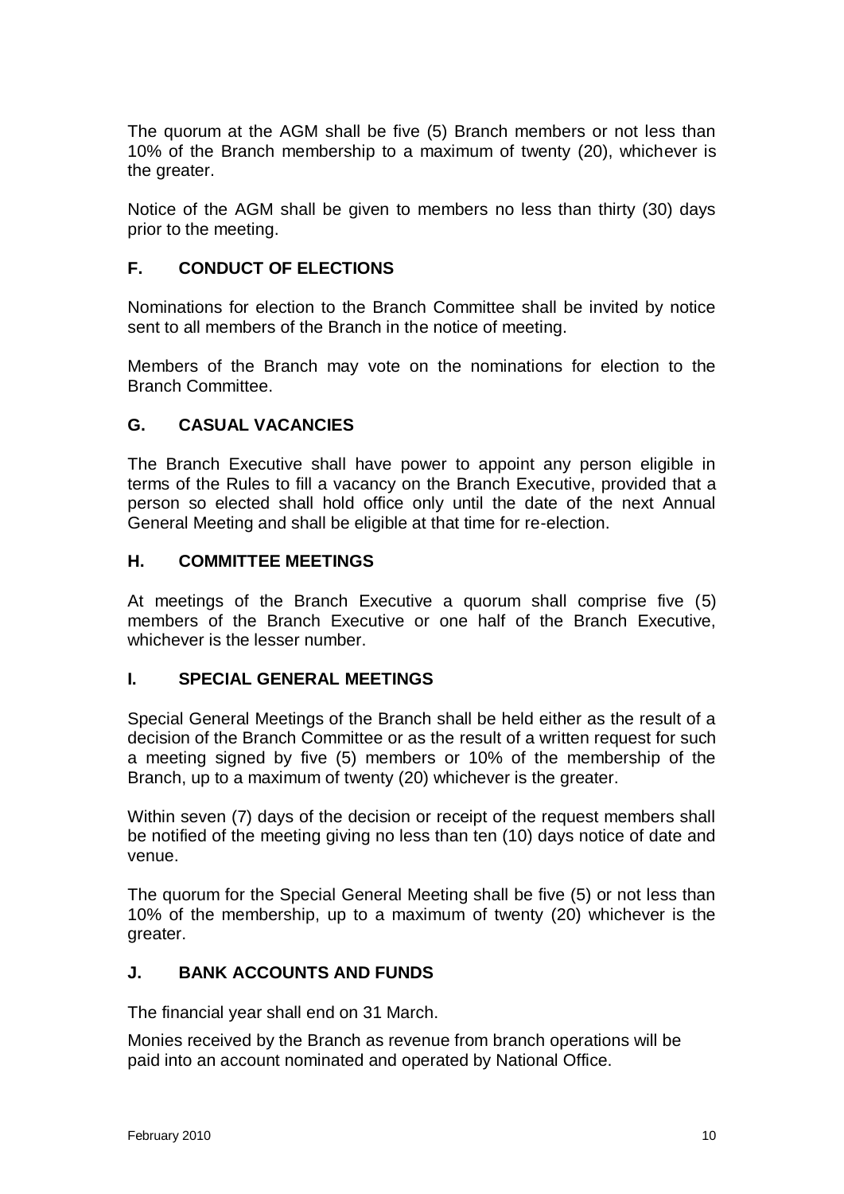The quorum at the AGM shall be five (5) Branch members or not less than 10% of the Branch membership to a maximum of twenty (20), whichever is the greater.

Notice of the AGM shall be given to members no less than thirty (30) days prior to the meeting.

## F. CONDUCT OF ELECTIONS

Nominations for election to the Branch Committee shall be invited by notice sent to all members of the Branch in the notice of meeting.

Members of the Branch may vote on the nominations for election to the Branch Committee.

## G. CASUAL VACANCIES

The Branch Executive shall have power to appoint any person eligible in terms of the Rules to fill a vacancy on the Branch Executive, provided that a person so elected shall hold office only until the date of the next Annual General Meeting and shall be eligible at that time for re-election.

## H. COMMITTEE MEETINGS

At meetings of the Branch Executive a quorum shall comprise five (5) members of the Branch Executive or one half of the Branch Executive, whichever is the lesser number.

## I. SPECIAL GENERAL MEETINGS

Special General Meetings of the Branch shall be held either as the result of a decision of the Branch Committee or as the result of a written request for such a meeting signed by five (5) members or 10% of the membership of the Branch, up to a maximum of twenty (20) whichever is the greater.

Within seven (7) days of the decision or receipt of the request members shall be notified of the meeting giving no less than ten (10) days notice of date and venue.

The quorum for the Special General Meeting shall be five (5) or not less than 10% of the membership, up to a maximum of twenty (20) whichever is the greater.

## J. BANK ACCOUNTS AND FUNDS

The financial year shall end on 31 March.

Monies received by the Branch as revenue from branch operations will be paid into an account nominated and operated by National Office.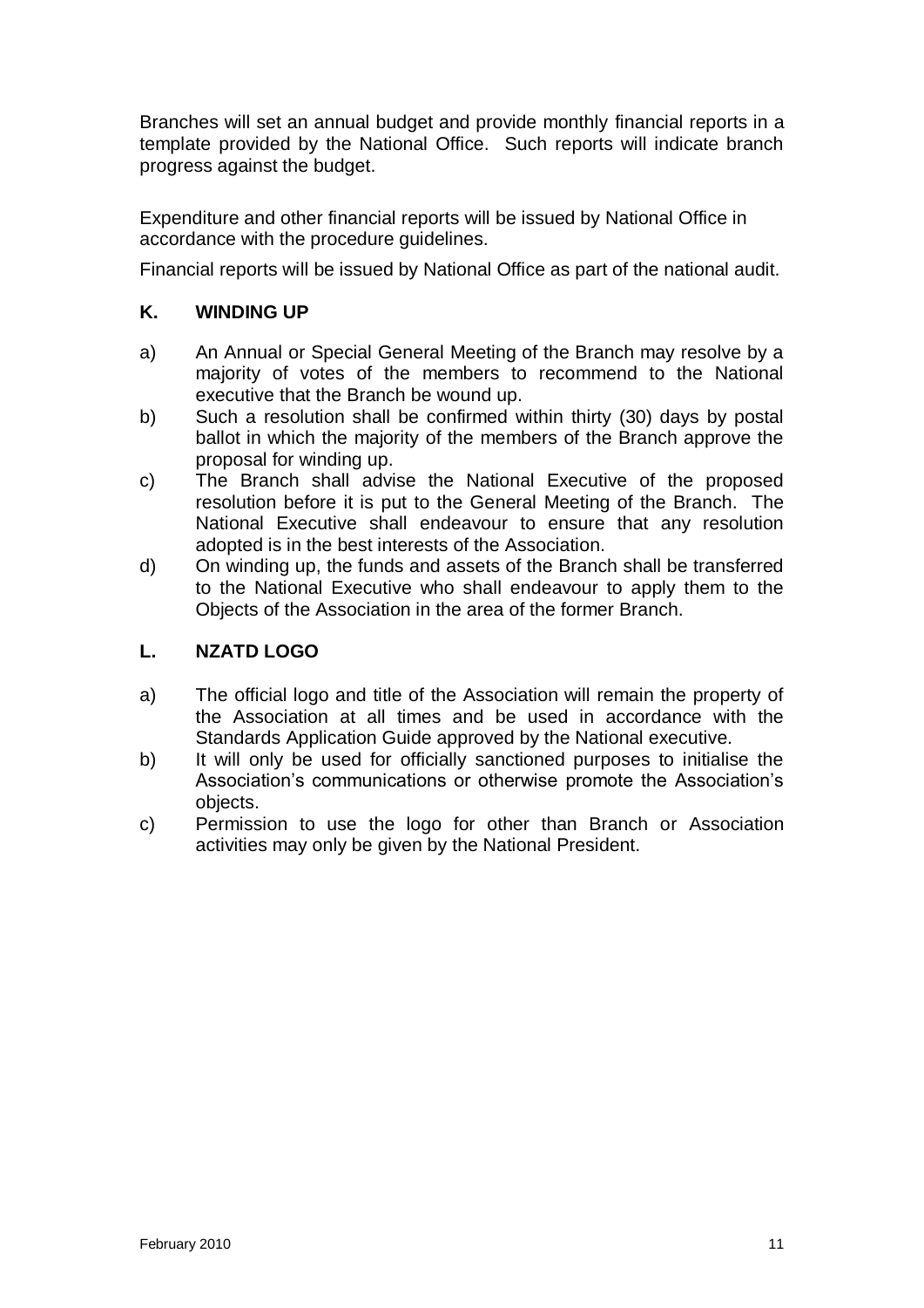Branches will set an annual budget and provide monthly financial reports in a template provided by the National Office. Such reports will indicate branch progress against the budget.

Expenditure and other financial reports will be issued by National Office in accordance with the procedure guidelines.

Financial reports will be issued by National Office as part of the national audit.

## K. WINDING UP

a) An Annual or Special General Meeting of the Branch may resolve by a majority of votes of the members to recommend to the National executive that the Branch be wound up.

b) Such a resolution shall be confirmed within thirty (30) days by postal ballot in which the majority of the members of the Branch approve the proposal for winding up.

c) The Branch shall advise the National Executive of the proposed resolution before it is put to the General Meeting of the Branch. The National Executive shall endeavour to ensure that any resolution adopted is in the best interests of the Association.

d) On winding up, the funds and assets of the Branch shall be transferred to the National Executive who shall endeavour to apply them to the Objects of the Association in the area of the former Branch.

## L. NZATD LOGO

a) The official logo and title of the Association will remain the property of the Association at all times and be used in accordance with the Standards Application Guide approved by the National executive.

b) It will only be used for officially sanctioned purposes to initialise the Association's communications or otherwise promote the Association's objects.

c) Permission to use the logo for other than Branch or Association activities may only be given by the National President.